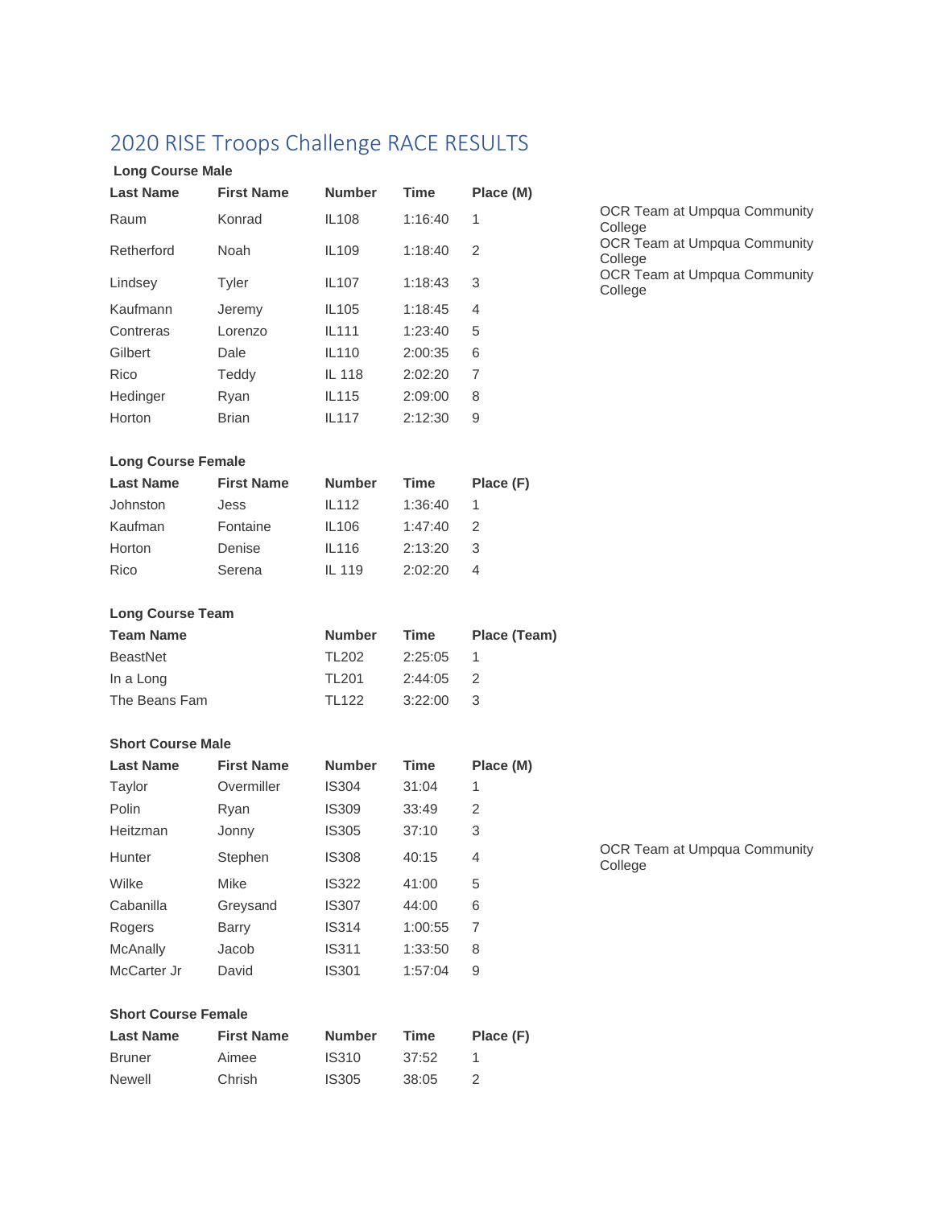# 2020 RISE Troops Challenge RACE RESULTS

### Long Course Male

| Last Name | First Name | Number | Time | Place (M) | |
|---|---|---|---|---|---|
| Raum | Konrad | IL108 | 1:16:40 | 1 | OCR Team at Umpqua Community College |
| Retherford | Noah | IL109 | 1:18:40 | 2 | OCR Team at Umpqua Community College |
| Lindsey | Tyler | IL107 | 1:18:43 | 3 | OCR Team at Umpqua Community College |
| Kaufmann | Jeremy | IL105 | 1:18:45 | 4 | |
| Contreras | Lorenzo | IL111 | 1:23:40 | 5 | |
| Gilbert | Dale | IL110 | 2:00:35 | 6 | |
| Rico | Teddy | IL 118 | 2:02:20 | 7 | |
| Hedinger | Ryan | IL115 | 2:09:00 | 8 | |
| Horton | Brian | IL117 | 2:12:30 | 9 | |

### Long Course Female

| Last Name | First Name | Number | Time | Place (F) |
|---|---|---|---|---|
| Johnston | Jess | IL112 | 1:36:40 | 1 |
| Kaufman | Fontaine | IL106 | 1:47:40 | 2 |
| Horton | Denise | IL116 | 2:13:20 | 3 |
| Rico | Serena | IL 119 | 2:02:20 | 4 |

### Long Course Team

| Team Name | Number | Time | Place (Team) |
|---|---|---|---|
| BeastNet | TL202 | 2:25:05 | 1 |
| In a Long | TL201 | 2:44:05 | 2 |
| The Beans Fam | TL122 | 3:22:00 | 3 |

### Short Course Male

| Last Name | First Name | Number | Time | Place (M) | |
|---|---|---|---|---|---|
| Taylor | Overmiller | IS304 | 31:04 | 1 | |
| Polin | Ryan | IS309 | 33:49 | 2 | |
| Heitzman | Jonny | IS305 | 37:10 | 3 | |
| Hunter | Stephen | IS308 | 40:15 | 4 | OCR Team at Umpqua Community College |
| Wilke | Mike | IS322 | 41:00 | 5 | |
| Cabanilla | Greysand | IS307 | 44:00 | 6 | |
| Rogers | Barry | IS314 | 1:00:55 | 7 | |
| McAnally | Jacob | IS311 | 1:33:50 | 8 | |
| McCarter Jr | David | IS301 | 1:57:04 | 9 | |

### Short Course Female

| Last Name | First Name | Number | Time | Place (F) |
|---|---|---|---|---|
| Bruner | Aimee | IS310 | 37:52 | 1 |
| Newell | Chrish | IS305 | 38:05 | 2 |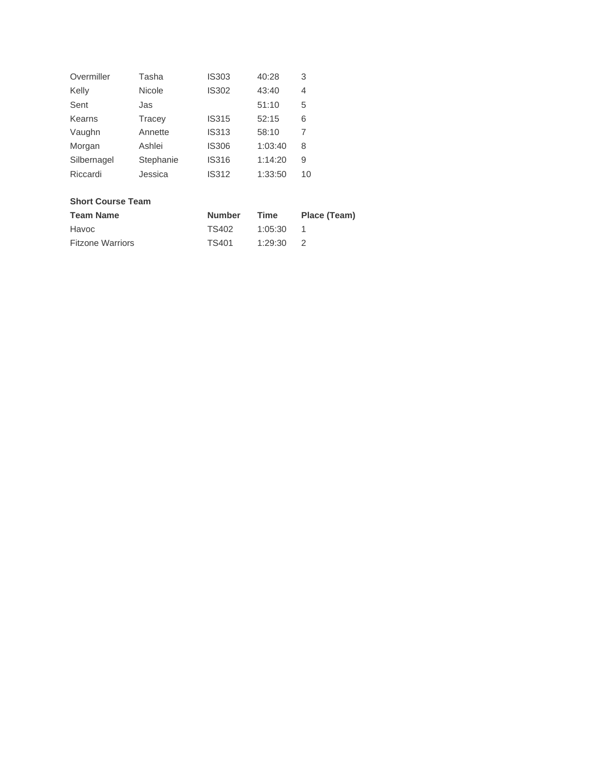| | | | | |
|---|---|---|---|---|
| Overmiller | Tasha | IS303 | 40:28 | 3 |
| Kelly | Nicole | IS302 | 43:40 | 4 |
| Sent | Jas | | 51:10 | 5 |
| Kearns | Tracey | IS315 | 52:15 | 6 |
| Vaughn | Annette | IS313 | 58:10 | 7 |
| Morgan | Ashlei | IS306 | 1:03:40 | 8 |
| Silbernagel | Stephanie | IS316 | 1:14:20 | 9 |
| Riccardi | Jessica | IS312 | 1:33:50 | 10 |

**Short Course Team**

| Team Name | Number | Time | Place (Team) |
|---|---|---|---|
| Havoc | TS402 | 1:05:30 | 1 |
| Fitzone Warriors | TS401 | 1:29:30 | 2 |